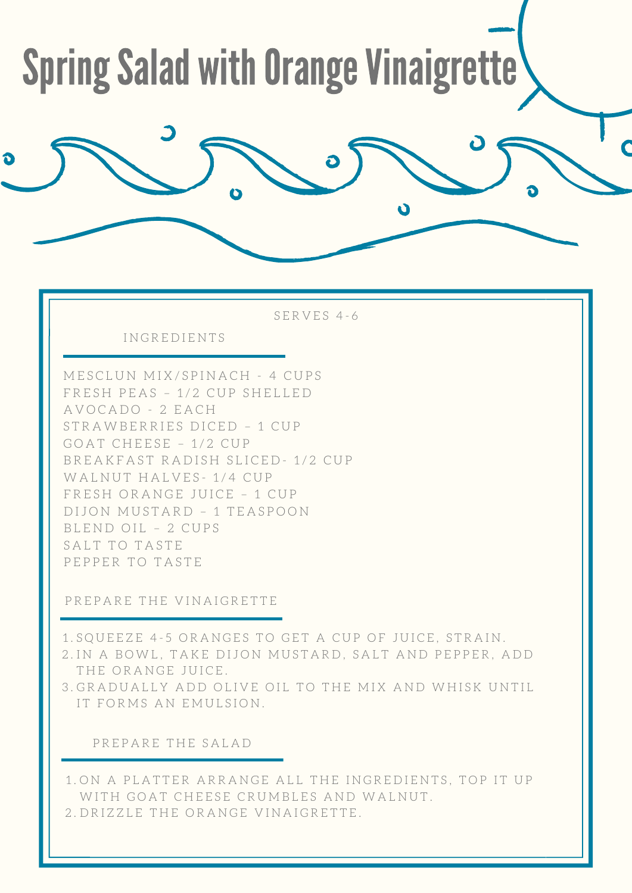# Spring Salad with Orange Vinaigrette

SERVES 4-6

## INGREDIENTS

MESCLUN MIX/SPINACH - 4 CUPS
FRESH PEAS – 1/2 CUP SHELLED
AVOCADO - 2 EACH
STRAWBERRIES DICED – 1 CUP
GOAT CHEESE – 1/2 CUP
BREAKFAST RADISH SLICED- 1/2 CUP
WALNUT HALVES- 1/4 CUP
FRESH ORANGE JUICE – 1 CUP
DIJON MUSTARD – 1 TEASPOON
BLEND OIL – 2 CUPS
SALT TO TASTE
PEPPER TO TASTE

## PREPARE THE VINAIGRETTE

1. SQUEEZE 4-5 ORANGES TO GET A CUP OF JUICE, STRAIN.
2. IN A BOWL, TAKE DIJON MUSTARD, SALT AND PEPPER, ADD THE ORANGE JUICE.
3. GRADUALLY ADD OLIVE OIL TO THE MIX AND WHISK UNTIL IT FORMS AN EMULSION.

## PREPARE THE SALAD

1. ON A PLATTER ARRANGE ALL THE INGREDIENTS, TOP IT UP WITH GOAT CHEESE CRUMBLES AND WALNUT.
2. DRIZZLE THE ORANGE VINAIGRETTE.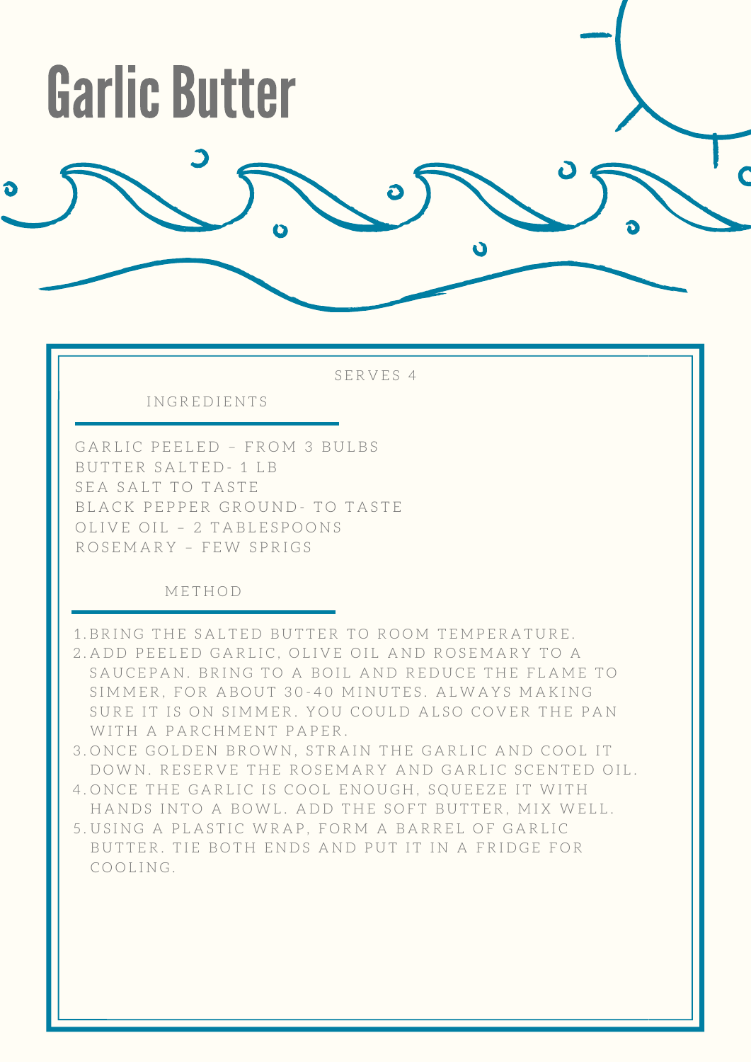# Garlic Butter

SERVES 4

## INGREDIENTS

GARLIC PEELED – FROM 3 BULBS
BUTTER SALTED- 1 LB
SEA SALT TO TASTE
BLACK PEPPER GROUND- TO TASTE
OLIVE OIL – 2 TABLESPOONS
ROSEMARY – FEW SPRIGS

## METHOD

1. BRING THE SALTED BUTTER TO ROOM TEMPERATURE.
2. ADD PEELED GARLIC, OLIVE OIL AND ROSEMARY TO A SAUCEPAN. BRING TO A BOIL AND REDUCE THE FLAME TO SIMMER, FOR ABOUT 30-40 MINUTES. ALWAYS MAKING SURE IT IS ON SIMMER. YOU COULD ALSO COVER THE PAN WITH A PARCHMENT PAPER.
3. ONCE GOLDEN BROWN, STRAIN THE GARLIC AND COOL IT DOWN. RESERVE THE ROSEMARY AND GARLIC SCENTED OIL.
4. ONCE THE GARLIC IS COOL ENOUGH, SQUEEZE IT WITH HANDS INTO A BOWL. ADD THE SOFT BUTTER, MIX WELL.
5. USING A PLASTIC WRAP, FORM A BARREL OF GARLIC BUTTER. TIE BOTH ENDS AND PUT IT IN A FRIDGE FOR COOLING.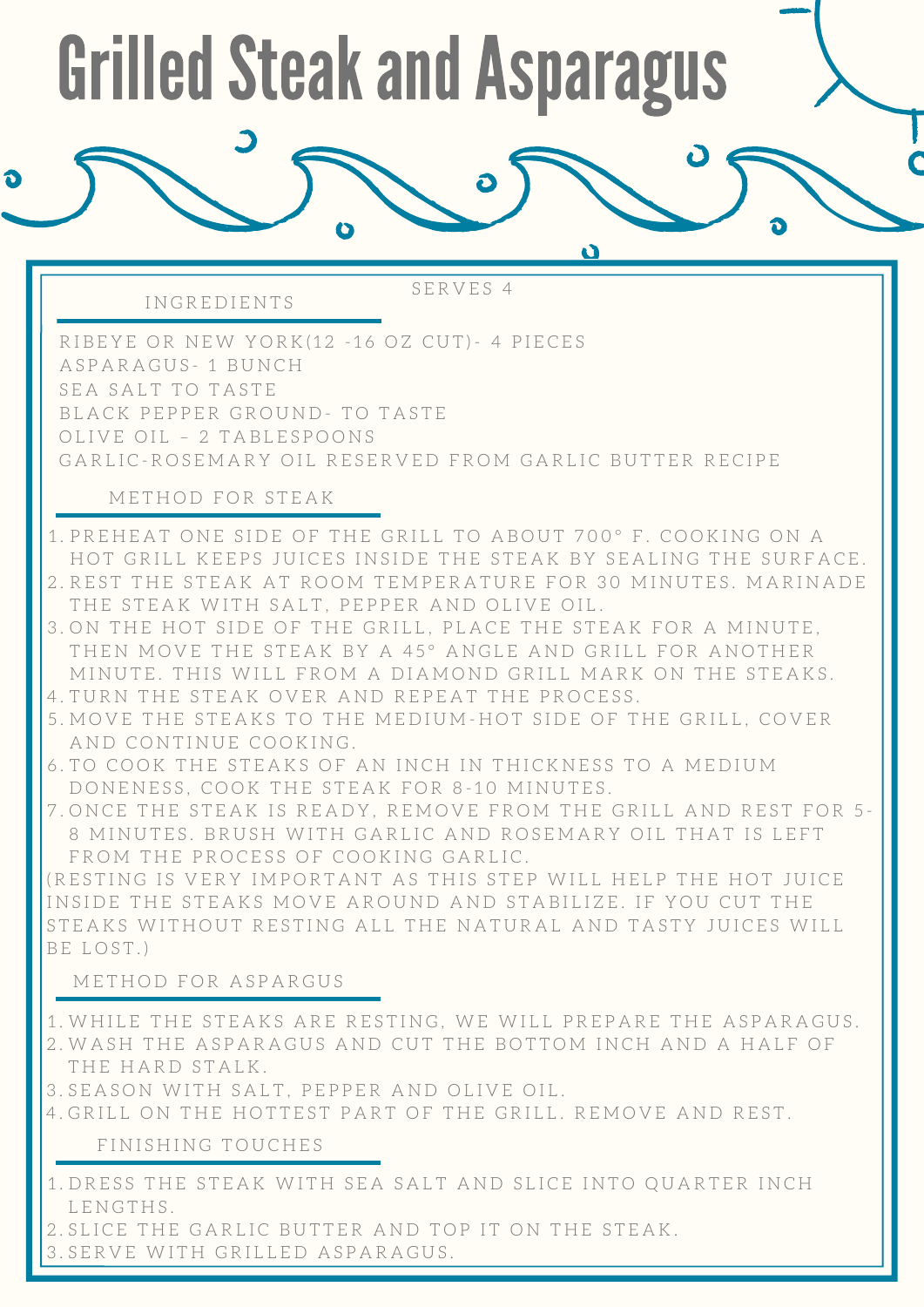# Grilled Steak and Asparagus

SERVES 4

## INGREDIENTS

RIBEYE OR NEW YORK(12 -16 OZ CUT)- 4 PIECES
ASPARAGUS- 1 BUNCH
SEA SALT TO TASTE
BLACK PEPPER GROUND- TO TASTE
OLIVE OIL – 2 TABLESPOONS
GARLIC-ROSEMARY OIL RESERVED FROM GARLIC BUTTER RECIPE

## METHOD FOR STEAK

1. PREHEAT ONE SIDE OF THE GRILL TO ABOUT 700° F. COOKING ON A HOT GRILL KEEPS JUICES INSIDE THE STEAK BY SEALING THE SURFACE.
2. REST THE STEAK AT ROOM TEMPERATURE FOR 30 MINUTES. MARINADE THE STEAK WITH SALT, PEPPER AND OLIVE OIL.
3. ON THE HOT SIDE OF THE GRILL, PLACE THE STEAK FOR A MINUTE, THEN MOVE THE STEAK BY A 45° ANGLE AND GRILL FOR ANOTHER MINUTE. THIS WILL FROM A DIAMOND GRILL MARK ON THE STEAKS.
4. TURN THE STEAK OVER AND REPEAT THE PROCESS.
5. MOVE THE STEAKS TO THE MEDIUM-HOT SIDE OF THE GRILL, COVER AND CONTINUE COOKING.
6. TO COOK THE STEAKS OF AN INCH IN THICKNESS TO A MEDIUM DONENESS, COOK THE STEAK FOR 8-10 MINUTES.
7. ONCE THE STEAK IS READY, REMOVE FROM THE GRILL AND REST FOR 5-8 MINUTES. BRUSH WITH GARLIC AND ROSEMARY OIL THAT IS LEFT FROM THE PROCESS OF COOKING GARLIC.

(RESTING IS VERY IMPORTANT AS THIS STEP WILL HELP THE HOT JUICE INSIDE THE STEAKS MOVE AROUND AND STABILIZE. IF YOU CUT THE STEAKS WITHOUT RESTING ALL THE NATURAL AND TASTY JUICES WILL BE LOST.)

## METHOD FOR ASPARGUS

1. WHILE THE STEAKS ARE RESTING, WE WILL PREPARE THE ASPARAGUS.
2. WASH THE ASPARAGUS AND CUT THE BOTTOM INCH AND A HALF OF THE HARD STALK.
3. SEASON WITH SALT, PEPPER AND OLIVE OIL.
4. GRILL ON THE HOTTEST PART OF THE GRILL. REMOVE AND REST.

## FINISHING TOUCHES

1. DRESS THE STEAK WITH SEA SALT AND SLICE INTO QUARTER INCH LENGTHS.
2. SLICE THE GARLIC BUTTER AND TOP IT ON THE STEAK.
3. SERVE WITH GRILLED ASPARAGUS.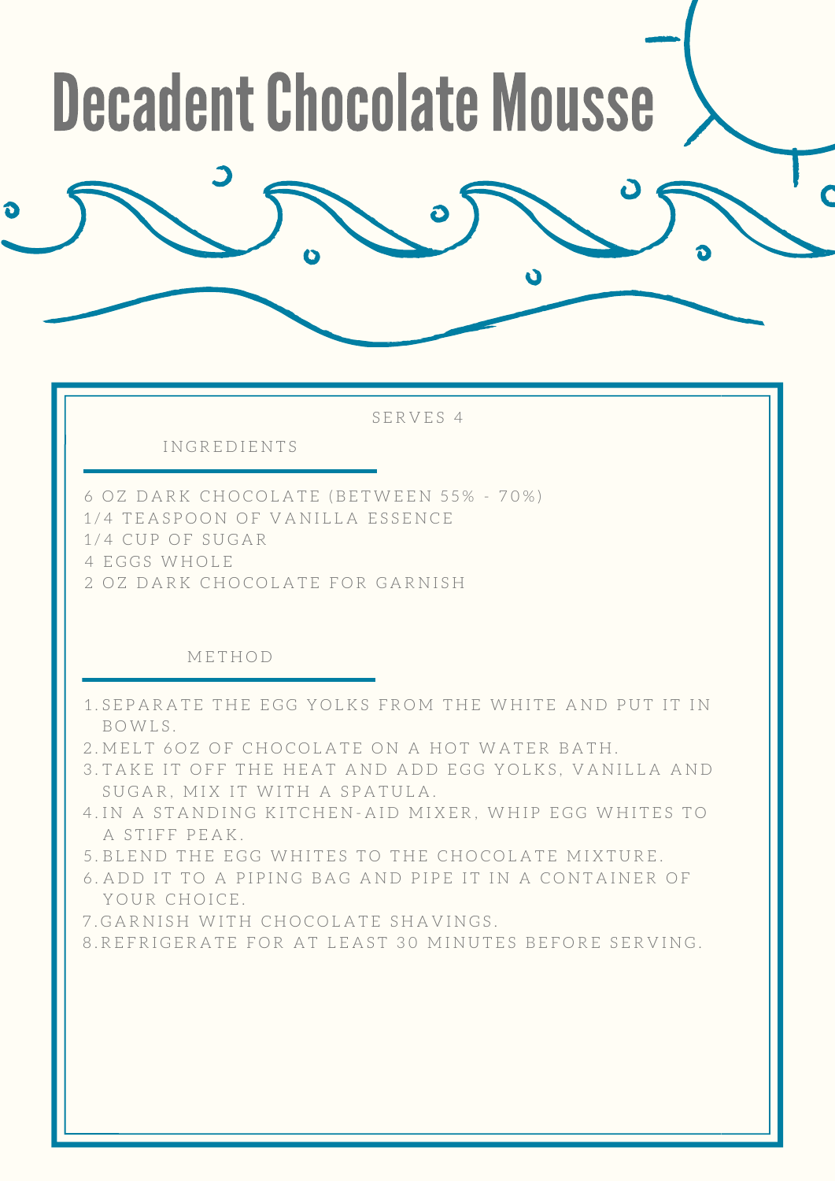# Decadent Chocolate Mousse

SERVES 4

## INGREDIENTS

6 OZ DARK CHOCOLATE (BETWEEN 55% - 70%)
1/4 TEASPOON OF VANILLA ESSENCE
1/4 CUP OF SUGAR
4 EGGS WHOLE
2 OZ DARK CHOCOLATE FOR GARNISH

## METHOD

1. SEPARATE THE EGG YOLKS FROM THE WHITE AND PUT IT IN BOWLS.
2. MELT 6OZ OF CHOCOLATE ON A HOT WATER BATH.
3. TAKE IT OFF THE HEAT AND ADD EGG YOLKS, VANILLA AND SUGAR, MIX IT WITH A SPATULA.
4. IN A STANDING KITCHEN-AID MIXER, WHIP EGG WHITES TO A STIFF PEAK.
5. BLEND THE EGG WHITES TO THE CHOCOLATE MIXTURE.
6. ADD IT TO A PIPING BAG AND PIPE IT IN A CONTAINER OF YOUR CHOICE.
7. GARNISH WITH CHOCOLATE SHAVINGS.
8. REFRIGERATE FOR AT LEAST 30 MINUTES BEFORE SERVING.